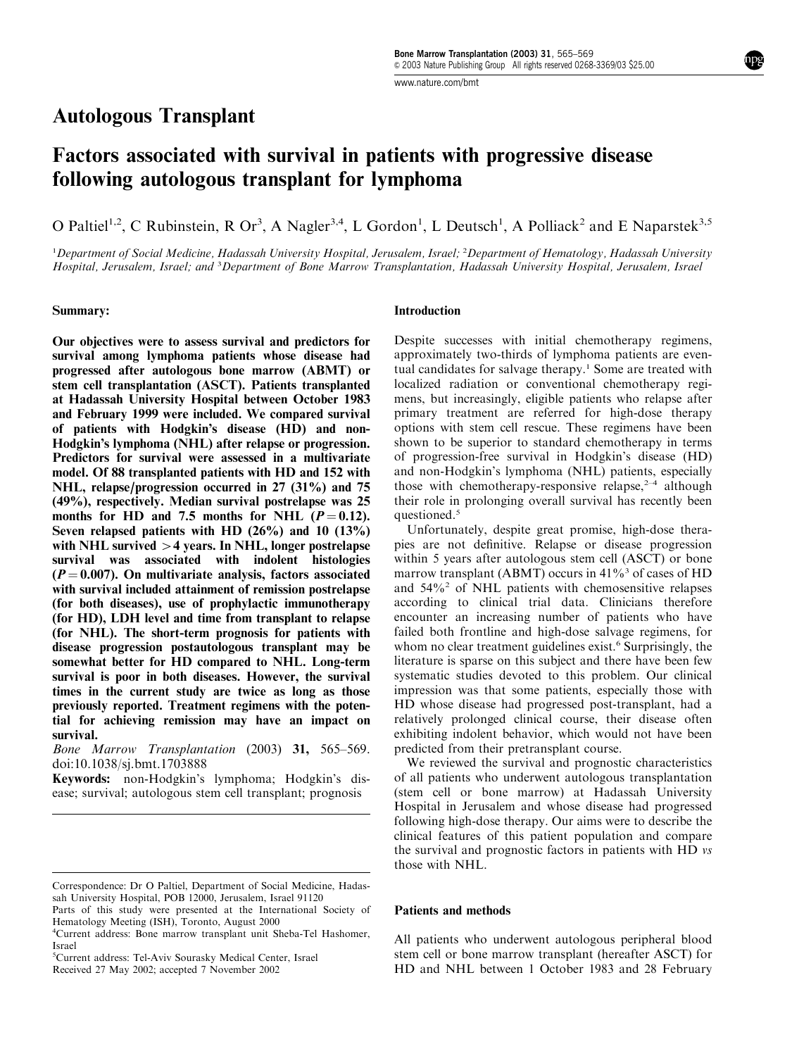Autologous Transplant

# Factors associated with survival in patients with progressive disease following autologous transplant for lymphoma

O Paltiel[1,2], C Rubinstein, R Or[3], A Nagler[3,4], L Gordon[1], L Deutsch[1], A Polliack[2] and E Naparstek[3,5]

[1]Department of Social Medicine, Hadassah University Hospital, Jerusalem, Israel; [2]Department of Hematology, Hadassah University Hospital, Jerusalem, Israel; and [3]Department of Bone Marrow Transplantation, Hadassah University Hospital, Jerusalem, Israel

## Summary:

**Our objectives were to assess survival and predictors for survival among lymphoma patients whose disease had progressed after autologous bone marrow (ABMT) or stem cell transplantation (ASCT). Patients transplanted at Hadassah University Hospital between October 1983 and February 1999 were included. We compared survival of patients with Hodgkin's disease (HD) and non-Hodgkin's lymphoma (NHL) after relapse or progression. Predictors for survival were assessed in a multivariate model. Of 88 transplanted patients with HD and 152 with NHL, relapse/progression occurred in 27 (31%) and 75 (49%), respectively. Median survival postrelapse was 25 months for HD and 7.5 months for NHL ($P = 0.12$). Seven relapsed patients with HD (26%) and 10 (13%) with NHL survived >4 years. In NHL, longer postrelapse survival was associated with indolent histologies ($P = 0.007$). On multivariate analysis, factors associated with survival included attainment of remission postrelapse (for both diseases), use of prophylactic immunotherapy (for HD), LDH level and time from transplant to relapse (for NHL). The short-term prognosis for patients with disease progression postautologous transplant may be somewhat better for HD compared to NHL. Long-term survival is poor in both diseases. However, the survival times in the current study are twice as long as those previously reported. Treatment regimens with the potential for achieving remission may have an impact on survival.**

*Bone Marrow Transplantation* (2003) **31,** 565–569. doi:10.1038/sj.bmt.1703888

**Keywords:** non-Hodgkin's lymphoma; Hodgkin's disease; survival; autologous stem cell transplant; prognosis

Correspondence: Dr O Paltiel, Department of Social Medicine, Hadassah University Hospital, POB 12000, Jerusalem, Israel 91120

Parts of this study were presented at the International Society of Hematology Meeting (ISH), Toronto, August 2000

[4]Current address: Bone marrow transplant unit Sheba-Tel Hashomer, Israel

[5]Current address: Tel-Aviv Sourasky Medical Center, Israel

Received 27 May 2002; accepted 7 November 2002

## Introduction

Despite successes with initial chemotherapy regimens, approximately two-thirds of lymphoma patients are eventual candidates for salvage therapy.[1] Some are treated with localized radiation or conventional chemotherapy regimens, but increasingly, eligible patients who relapse after primary treatment are referred for high-dose therapy options with stem cell rescue. These regimens have been shown to be superior to standard chemotherapy in terms of progression-free survival in Hodgkin's disease (HD) and non-Hodgkin's lymphoma (NHL) patients, especially those with chemotherapy-responsive relapse,[2–4] although their role in prolonging overall survival has recently been questioned.[5]

Unfortunately, despite great promise, high-dose therapies are not definitive. Relapse or disease progression within 5 years after autologous stem cell (ASCT) or bone marrow transplant (ABMT) occurs in 41%[3] of cases of HD and 54%[2] of NHL patients with chemosensitive relapses according to clinical trial data. Clinicians therefore encounter an increasing number of patients who have failed both frontline and high-dose salvage regimens, for whom no clear treatment guidelines exist.[6] Surprisingly, the literature is sparse on this subject and there have been few systematic studies devoted to this problem. Our clinical impression was that some patients, especially those with HD whose disease had progressed post-transplant, had a relatively prolonged clinical course, their disease often exhibiting indolent behavior, which would not have been predicted from their pretransplant course.

We reviewed the survival and prognostic characteristics of all patients who underwent autologous transplantation (stem cell or bone marrow) at Hadassah University Hospital in Jerusalem and whose disease had progressed following high-dose therapy. Our aims were to describe the clinical features of this patient population and compare the survival and prognostic factors in patients with HD *vs* those with NHL.

## Patients and methods

All patients who underwent autologous peripheral blood stem cell or bone marrow transplant (hereafter ASCT) for HD and NHL between 1 October 1983 and 28 February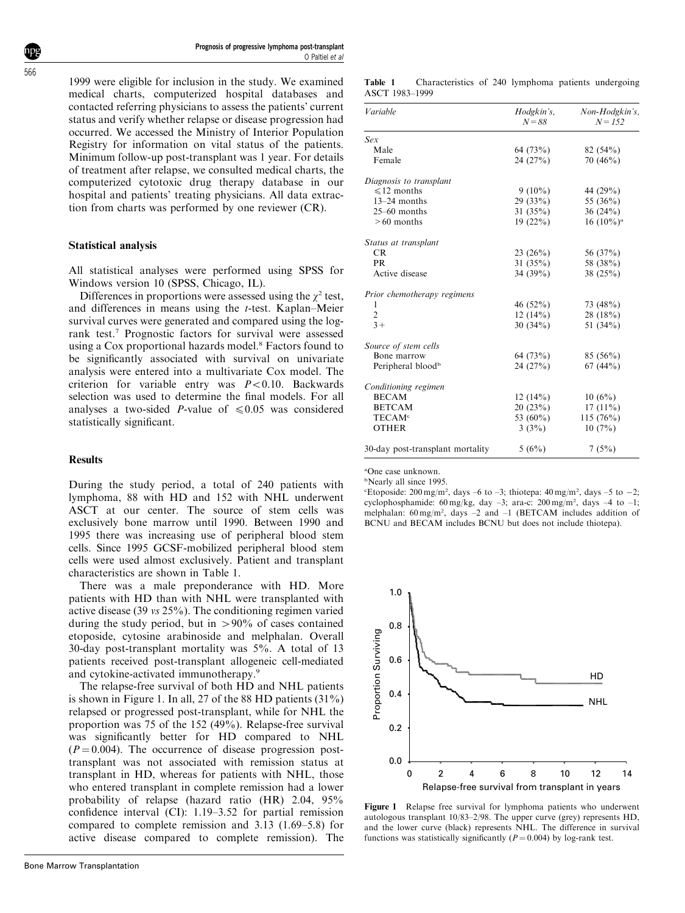1999 were eligible for inclusion in the study. We examined medical charts, computerized hospital databases and contacted referring physicians to assess the patients' current status and verify whether relapse or disease progression had occurred. We accessed the Ministry of Interior Population Registry for information on vital status of the patients. Minimum follow-up post-transplant was 1 year. For details of treatment after relapse, we consulted medical charts, the computerized cytotoxic drug therapy database in our hospital and patients' treating physicians. All data extraction from charts was performed by one reviewer (CR).

### Statistical analysis

All statistical analyses were performed using SPSS for Windows version 10 (SPSS, Chicago, IL).

Differences in proportions were assessed using the $\chi^2$ test, and differences in means using the *t*-test. Kaplan–Meier survival curves were generated and compared using the log-rank test.[7] Prognostic factors for survival were assessed using a Cox proportional hazards model.[8] Factors found to be significantly associated with survival on univariate analysis were entered into a multivariate Cox model. The criterion for variable entry was $P<0.10$. Backwards selection was used to determine the final models. For all analyses a two-sided *P*-value of $\leqslant 0.05$ was considered statistically significant.

### Results

During the study period, a total of 240 patients with lymphoma, 88 with HD and 152 with NHL underwent ASCT at our center. The source of stem cells was exclusively bone marrow until 1990. Between 1990 and 1995 there was increasing use of peripheral blood stem cells. Since 1995 GCSF-mobilized peripheral blood stem cells were used almost exclusively. Patient and transplant characteristics are shown in Table 1.

There was a male preponderance with HD. More patients with HD than with NHL were transplanted with active disease (39 *vs* 25%). The conditioning regimen varied during the study period, but in >90% of cases contained etoposide, cytosine arabinoside and melphalan. Overall 30-day post-transplant mortality was 5%. A total of 13 patients received post-transplant allogeneic cell-mediated and cytokine-activated immunotherapy.[9]

The relapse-free survival of both HD and NHL patients is shown in Figure 1. In all, 27 of the 88 HD patients (31%) relapsed or progressed post-transplant, while for NHL the proportion was 75 of the 152 (49%). Relapse-free survival was significantly better for HD compared to NHL ($P=0.004$). The occurrence of disease progression post-transplant was not associated with remission status at transplant in HD, whereas for patients with NHL, those who entered transplant in complete remission had a lower probability of relapse (hazard ratio (HR) 2.04, 95% confidence interval (CI): 1.19–3.52 for partial remission compared to complete remission and 3.13 (1.69–5.8) for active disease compared to complete remission). The

**Table 1** Characteristics of 240 lymphoma patients undergoing ASCT 1983–1999

| *Variable* | *Hodgkin's, N=88* | *Non-Hodgkin's, N=152* |
|---|---|---|
| *Sex* | | |
| Male | 64 (73%) | 82 (54%) |
| Female | 24 (27%) | 70 (46%) |
| *Diagnosis to transplant* | | |
| ⩽12 months | 9 (10%) | 44 (29%) |
| 13–24 months | 29 (33%) | 55 (36%) |
| 25–60 months | 31 (35%) | 36 (24%) |
| >60 months | 19 (22%) | 16 (10%)[a] |
| *Status at transplant* | | |
| CR | 23 (26%) | 56 (37%) |
| PR | 31 (35%) | 58 (38%) |
| Active disease | 34 (39%) | 38 (25%) |
| *Prior chemotherapy regimens* | | |
| 1 | 46 (52%) | 73 (48%) |
| 2 | 12 (14%) | 28 (18%) |
| 3+ | 30 (34%) | 51 (34%) |
| *Source of stem cells* | | |
| Bone marrow | 64 (73%) | 85 (56%) |
| Peripheral blood[b] | 24 (27%) | 67 (44%) |
| *Conditioning regimen* | | |
| BECAM | 12 (14%) | 10 (6%) |
| BETCAM | 20 (23%) | 17 (11%) |
| TECAM[c] | 53 (60%) | 115 (76%) |
| OTHER | 3 (3%) | 10 (7%) |
| 30-day post-transplant mortality | 5 (6%) | 7 (5%) |

[a]One case unknown.
[b]Nearly all since 1995.
[c]Etoposide: 200 mg/m$^2$, days –6 to –3; thiotepa: 40 mg/m$^2$, days –5 to –2; cyclophosphamide: 60 mg/kg, day –3; ara-c: 200 mg/m$^2$, days –4 to –1; melphalan: 60 mg/m$^2$, days –2 and –1 (BETCAM includes addition of BCNU and BECAM includes BCNU but does not include thiotepa).

**Figure 1** Relapse free survival for lymphoma patients who underwent autologous transplant 10/83–2/98. The upper curve (grey) represents HD, and the lower curve (black) represents NHL. The difference in survival functions was statistically significantly ($P=0.004$) by log-rank test.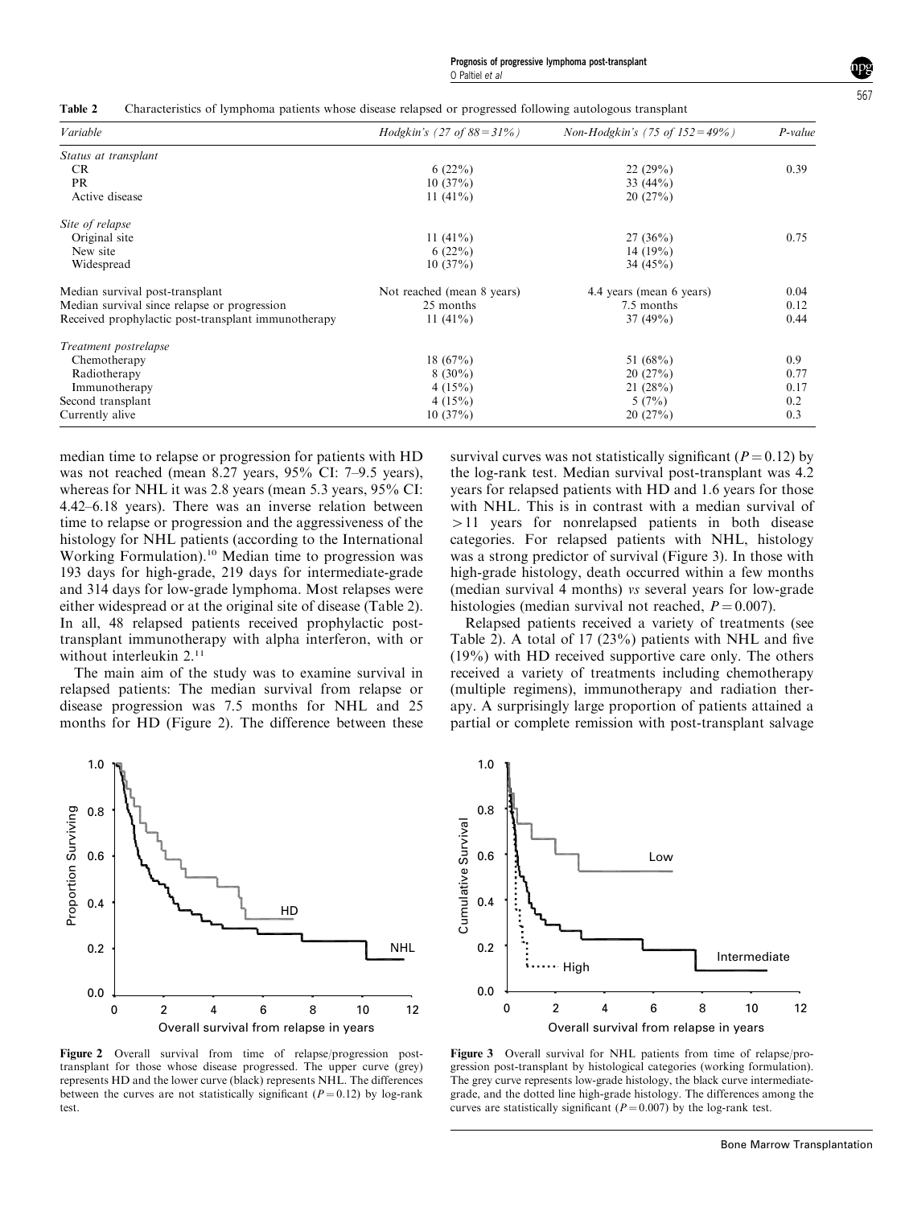Table 2 Characteristics of lymphoma patients whose disease relapsed or progressed following autologous transplant

| *Variable* | *Hodgkin's (27 of 88 = 31%)* | *Non-Hodgkin's (75 of 152 = 49%)* | *P-value* |
|---|---|---|---|
| *Status at transplant* | | | |
| CR | 6 (22%) | 22 (29%) | 0.39 |
| PR | 10 (37%) | 33 (44%) | |
| Active disease | 11 (41%) | 20 (27%) | |
| *Site of relapse* | | | |
| Original site | 11 (41%) | 27 (36%) | 0.75 |
| New site | 6 (22%) | 14 (19%) | |
| Widespread | 10 (37%) | 34 (45%) | |
| Median survival post-transplant | Not reached (mean 8 years) | 4.4 years (mean 6 years) | 0.04 |
| Median survival since relapse or progression | 25 months | 7.5 months | 0.12 |
| Received prophylactic post-transplant immunotherapy | 11 (41%) | 37 (49%) | 0.44 |
| *Treatment postrelapse* | | | |
| Chemotherapy | 18 (67%) | 51 (68%) | 0.9 |
| Radiotherapy | 8 (30%) | 20 (27%) | 0.77 |
| Immunotherapy | 4 (15%) | 21 (28%) | 0.17 |
| Second transplant | 4 (15%) | 5 (7%) | 0.2 |
| Currently alive | 10 (37%) | 20 (27%) | 0.3 |

median time to relapse or progression for patients with HD was not reached (mean 8.27 years, 95% CI: 7–9.5 years), whereas for NHL it was 2.8 years (mean 5.3 years, 95% CI: 4.42–6.18 years). There was an inverse relation between time to relapse or progression and the aggressiveness of the histology for NHL patients (according to the International Working Formulation).[10] Median time to progression was 193 days for high-grade, 219 days for intermediate-grade and 314 days for low-grade lymphoma. Most relapses were either widespread or at the original site of disease (Table 2). In all, 48 relapsed patients received prophylactic post-transplant immunotherapy with alpha interferon, with or without interleukin 2.[11]

The main aim of the study was to examine survival in relapsed patients: The median survival from relapse or disease progression was 7.5 months for NHL and 25 months for HD (Figure 2). The difference between these survival curves was not statistically significant ($P = 0.12$) by the log-rank test. Median survival post-transplant was 4.2 years for relapsed patients with HD and 1.6 years for those with NHL. This is in contrast with a median survival of >11 years for nonrelapsed patients in both disease categories. For relapsed patients with NHL, histology was a strong predictor of survival (Figure 3). In those with high-grade histology, death occurred within a few months (median survival 4 months) *vs* several years for low-grade histologies (median survival not reached, $P = 0.007$).

Relapsed patients received a variety of treatments (see Table 2). A total of 17 (23%) patients with NHL and five (19%) with HD received supportive care only. The others received a variety of treatments including chemotherapy (multiple regimens), immunotherapy and radiation therapy. A surprisingly large proportion of patients attained a partial or complete remission with post-transplant salvage

**Figure 2** Overall survival from time of relapse/progression post-transplant for those whose disease progressed. The upper curve (grey) represents HD and the lower curve (black) represents NHL. The differences between the curves are not statistically significant ($P = 0.12$) by log-rank test.

**Figure 3** Overall survival for NHL patients from time of relapse/progression post-transplant by histological categories (working formulation). The grey curve represents low-grade histology, the black curve intermediate-grade, and the dotted line high-grade histology. The differences among the curves are statistically significant ($P = 0.007$) by the log-rank test.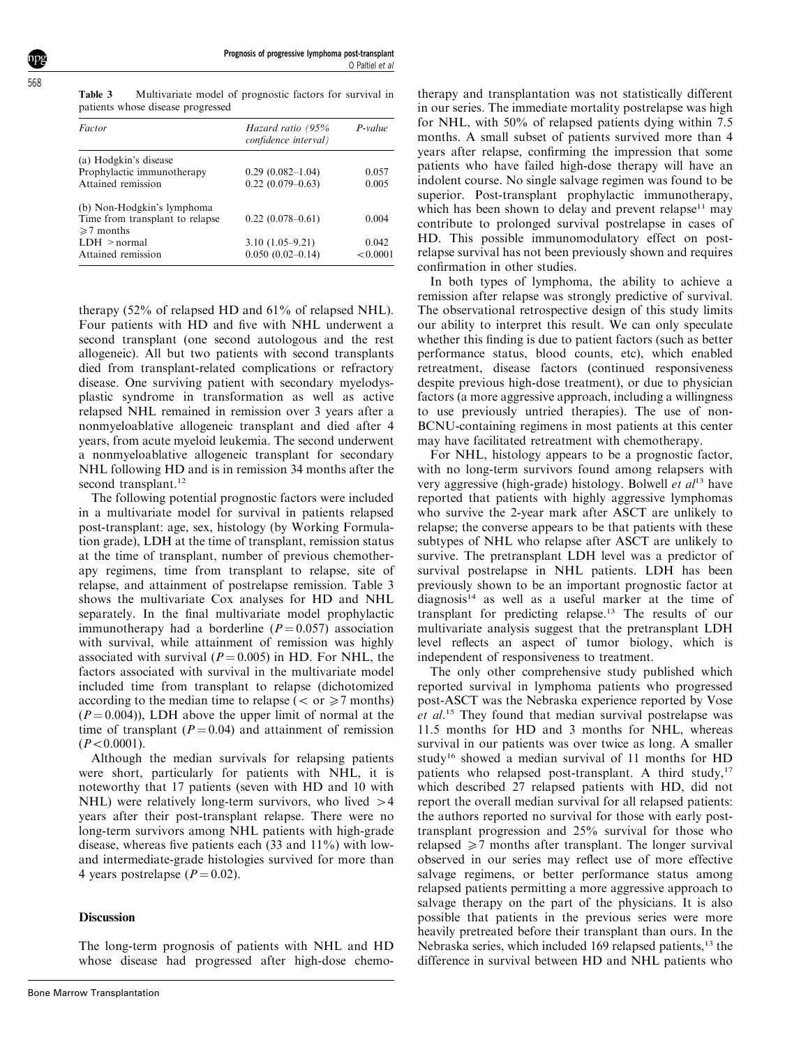**Table 3** Multivariate model of prognostic factors for survival in patients whose disease progressed

| *Factor* | *Hazard ratio (95% confidence interval)* | *P-value* |
|---|---|---|
| (a) Hodgkin's disease | | |
| Prophylactic immunotherapy | 0.29 (0.082–1.04) | 0.057 |
| Attained remission | 0.22 (0.079–0.63) | 0.005 |
| (b) Non-Hodgkin's lymphoma | | |
| Time from transplant to relapse $\geqslant$7 months | 0.22 (0.078–0.61) | 0.004 |
| LDH $>$normal | 3.10 (1.05–9.21) | 0.042 |
| Attained remission | 0.050 (0.02–0.14) | $<$0.0001 |

therapy (52% of relapsed HD and 61% of relapsed NHL). Four patients with HD and five with NHL underwent a second transplant (one second autologous and the rest allogeneic). All but two patients with second transplants died from transplant-related complications or refractory disease. One surviving patient with secondary myelodysplastic syndrome in transformation as well as active relapsed NHL remained in remission over 3 years after a nonmyeloablative allogeneic transplant and died after 4 years, from acute myeloid leukemia. The second underwent a nonmyeloablative allogeneic transplant for secondary NHL following HD and is in remission 34 months after the second transplant.[12]

The following potential prognostic factors were included in a multivariate model for survival in patients relapsed post-transplant: age, sex, histology (by Working Formulation grade), LDH at the time of transplant, remission status at the time of transplant, number of previous chemotherapy regimens, time from transplant to relapse, site of relapse, and attainment of postrelapse remission. Table 3 shows the multivariate Cox analyses for HD and NHL separately. In the final multivariate model prophylactic immunotherapy had a borderline ($P = 0.057$) association with survival, while attainment of remission was highly associated with survival ($P = 0.005$) in HD. For NHL, the factors associated with survival in the multivariate model included time from transplant to relapse (dichotomized according to the median time to relapse ($<$ or $\geqslant$7 months) ($P = 0.004$)), LDH above the upper limit of normal at the time of transplant ($P = 0.04$) and attainment of remission ($P < 0.0001$).

Although the median survivals for relapsing patients were short, particularly for patients with NHL, it is noteworthy that 17 patients (seven with HD and 10 with NHL) were relatively long-term survivors, who lived $>$4 years after their post-transplant relapse. There were no long-term survivors among NHL patients with high-grade disease, whereas five patients each (33 and 11%) with low- and intermediate-grade histologies survived for more than 4 years postrelapse ($P = 0.02$).

## Discussion

The long-term prognosis of patients with NHL and HD whose disease had progressed after high-dose chemotherapy and transplantation was not statistically different in our series. The immediate mortality postrelapse was high for NHL, with 50% of relapsed patients dying within 7.5 months. A small subset of patients survived more than 4 years after relapse, confirming the impression that some patients who have failed high-dose therapy will have an indolent course. No single salvage regimen was found to be superior. Post-transplant prophylactic immunotherapy, which has been shown to delay and prevent relapse[11] may contribute to prolonged survival postrelapse in cases of HD. This possible immunomodulatory effect on postrelapse survival has not been previously shown and requires confirmation in other studies.

In both types of lymphoma, the ability to achieve a remission after relapse was strongly predictive of survival. The observational retrospective design of this study limits our ability to interpret this result. We can only speculate whether this finding is due to patient factors (such as better performance status, blood counts, etc), which enabled retreatment, disease factors (continued responsiveness despite previous high-dose treatment), or due to physician factors (a more aggressive approach, including a willingness to use previously untried therapies). The use of non-BCNU-containing regimens in most patients at this center may have facilitated retreatment with chemotherapy.

For NHL, histology appears to be a prognostic factor, with no long-term survivors found among relapsers with very aggressive (high-grade) histology. Bolwell *et al*[13] have reported that patients with highly aggressive lymphomas who survive the 2-year mark after ASCT are unlikely to relapse; the converse appears to be that patients with these subtypes of NHL who relapse after ASCT are unlikely to survive. The pretransplant LDH level was a predictor of survival postrelapse in NHL patients. LDH has been previously shown to be an important prognostic factor at diagnosis[14] as well as a useful marker at the time of transplant for predicting relapse.[13] The results of our multivariate analysis suggest that the pretransplant LDH level reflects an aspect of tumor biology, which is independent of responsiveness to treatment.

The only other comprehensive study published which reported survival in lymphoma patients who progressed post-ASCT was the Nebraska experience reported by Vose *et al*.[15] They found that median survival postrelapse was 11.5 months for HD and 3 months for NHL, whereas survival in our patients was over twice as long. A smaller study[16] showed a median survival of 11 months for HD patients who relapsed post-transplant. A third study,[17] which described 27 relapsed patients with HD, did not report the overall median survival for all relapsed patients: the authors reported no survival for those with early post-transplant progression and 25% survival for those who relapsed $\geqslant$7 months after transplant. The longer survival observed in our series may reflect use of more effective salvage regimens, or better performance status among relapsed patients permitting a more aggressive approach to salvage therapy on the part of the physicians. It is also possible that patients in the previous series were more heavily pretreated before their transplant than ours. In the Nebraska series, which included 169 relapsed patients,[13] the difference in survival between HD and NHL patients who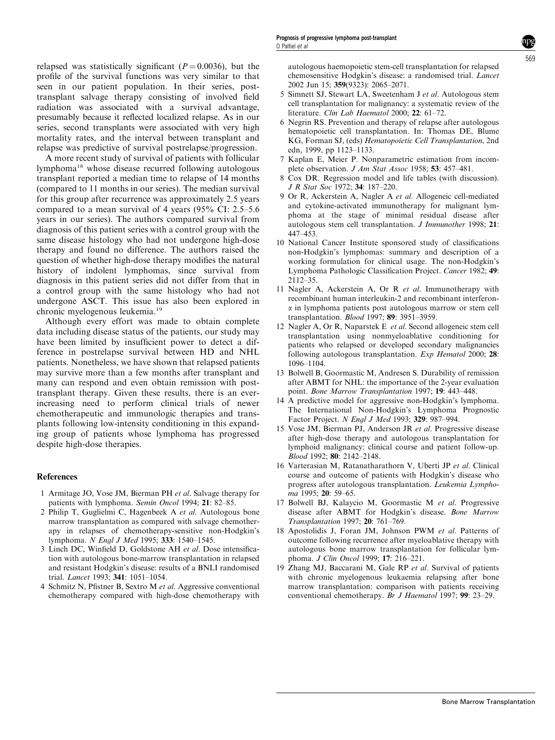relapsed was statistically significant ($P = 0.0036$), but the profile of the survival functions was very similar to that seen in our patient population. In their series, post-transplant salvage therapy consisting of involved field radiation was associated with a survival advantage, presumably because it reflected localized relapse. As in our series, second transplants were associated with very high mortality rates, and the interval between transplant and relapse was predictive of survival postrelapse/progression.

A more recent study of survival of patients with follicular lymphoma[18] whose disease recurred following autologous transplant reported a median time to relapse of 14 months (compared to 11 months in our series). The median survival for this group after recurrence was approximately 2.5 years compared to a mean survival of 4 years (95% CI: 2.5–5.6 years in our series). The authors compared survival from diagnosis of this patient series with a control group with the same disease histology who had not undergone high-dose therapy and found no difference. The authors raised the question of whether high-dose therapy modifies the natural history of indolent lymphomas, since survival from diagnosis in this patient series did not differ from that in a control group with the same histology who had not undergone ASCT. This issue has also been explored in chronic myelogenous leukemia.[19]

Although every effort was made to obtain complete data including disease status of the patients, our study may have been limited by insufficient power to detect a difference in postrelapse survival between HD and NHL patients. Nonetheless, we have shown that relapsed patients may survive more than a few months after transplant and many can respond and even obtain remission with post-transplant therapy. Given these results, there is an ever-increasing need to perform clinical trials of newer chemotherapeutic and immunologic therapies and transplants following low-intensity conditioning in this expanding group of patients whose lymphoma has progressed despite high-dose therapies.

## References

1 Armitage JO, Vose JM, Bierman PH *et al*. Salvage therapy for patients with lymphoma. *Semin Oncol* 1994; **21**: 82–85.

2 Philip T, Guglielmi C, Hagenbeek A *et al*. Autologous bone marrow transplantation as compared with salvage chemotherapy in relapses of chemotherapy-sensitive non-Hodgkin's lymphoma. *N Engl J Med* 1995; **333**: 1540–1545.

3 Linch DC, Winfield D, Goldstone AH *et al*. Dose intensification with autologous bone-marrow transplantation in relapsed and resistant Hodgkin's disease: results of a BNLI randomised trial. *Lancet* 1993; **341**: 1051–1054.

4 Schmitz N, Pfistner B, Sextro M *et al*. Aggressive conventional chemotherapy compared with high-dose chemotherapy with autologous haemopoietic stem-cell transplantation for relapsed chemosensitive Hodgkin's disease: a randomised trial. *Lancet* 2002 Jun 15; **359**(9323): 2065–2071.

5 Simnett SJ, Stewart LA, Sweetenham J *et al*. Autologous stem cell transplantation for malignancy: a systematic review of the literature. *Clin Lab Haematol* 2000; **22**: 61–72.

6 Negrin RS. Prevention and therapy of relapse after autologous hematopoietic cell transplantation. In: Thomas DE, Blume KG, Forman SJ, (eds) *Hematopoietic Cell Transplantation*, 2nd edn, 1999, pp 1123–1133.

7 Kaplan E, Meier P. Nonparametric estimation from incomplete observation. *J Am Stat Assoc* 1958; **53**: 457–481.

8 Cox DR. Regression model and life tables (with discussion). *J R Stat Soc* 1972; **34**: 187–220.

9 Or R, Ackerstein A, Nagler A *et al*. Allogeneic cell-mediated and cytokine-activated immunotherapy for malignant lymphoma at the stage of minimal residual disease after autologous stem cell transplantation. *J Immunother* 1998; **21**: 447–453.

10 National Cancer Institute sponsored study of classifications non-Hodgkin's lymphomas: summary and description of a working formulation for clinical usage. The non-Hodgkin's Lymphoma Pathologic Classification Project. *Cancer* 1982; **49**: 2112–35.

11 Nagler A, Ackerstein A, Or R *et al*. Immunotherapy with recombinant human interleukin-2 and recombinant interferon-$\alpha$ in lymphoma patients post autologous marrow or stem cell transplantation. *Blood* 1997; **89**: 3951–3959.

12 Nagler A, Or R, Naparstek E *et al*. Second allogeneic stem cell transplantation using nonmyeloablative conditioning for patients who relapsed or developed secondary malignancies following autologous transplantation. *Exp Hematol* 2000; **28**: 1096–1104.

13 Bolwell B, Goormastic M, Andresen S. Durability of remission after ABMT for NHL: the importance of the 2-year evaluation point. *Bone Marrow Transplantation* 1997; **19**: 443–448.

14 A predictive model for aggressive non-Hodgkin's lymphoma. The International Non-Hodgkin's Lymphoma Prognostic Factor Project. *N Engl J Med* 1993; **329**: 987–994.

15 Vose JM, Bierman PJ, Anderson JR *et al*. Progressive disease after high-dose therapy and autologous transplantation for lymphoid malignancy: clinical course and patient follow-up. *Blood* 1992; **80**: 2142–2148.

16 Varterasian M, Ratanatharathorn V, Uberti JP *et al*. Clinical course and outcome of patients with Hodgkin's disease who progress after autologous transplantation. *Leukemia Lymphoma* 1995; **20**: 59–65.

17 Bolwell BJ, Kalaycio M, Goormastic M *et al*. Progressive disease after ABMT for Hodgkin's disease. *Bone Marrow Transplantation* 1997; **20**: 761–769.

18 Apostolidis J, Foran JM, Johnson PWM *et al*. Patterns of outcome following recurrence after myeloablative therapy with autologous bone marrow transplantation for follicular lymphoma. *J Clin Oncol* 1999; **17**: 216–221.

19 Zhang MJ, Baccarani M, Gale RP *et al*. Survival of patients with chronic myelogenous leukaemia relapsing after bone marrow transplantation: comparison with patients receiving conventional chemotherapy. *Br J Haematol* 1997; **99**: 23–29.